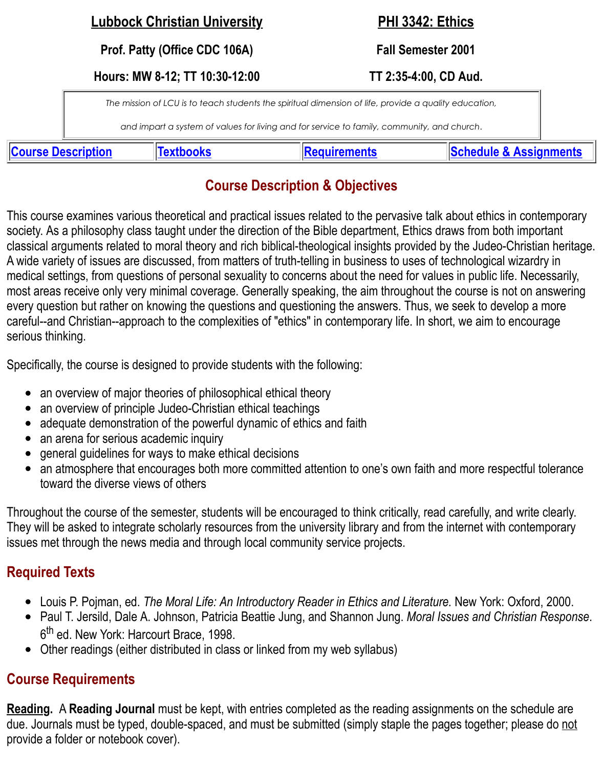| **Lubbock Christian University** | **PHI 3342: Ethics** |
| --- | --- |
| **Prof. Patty (Office CDC 106A)** | **Fall Semester 2001** |
| **Hours: MW 8-12; TT 10:30-12:00** | **TT 2:35-4:00, CD Aud.** |

*The mission of LCU is to teach students the spiritual dimension of life, provide a quality education, and impart a system of values for living and for service to family, community, and church.*

| Course Description | Textbooks | Requirements | Schedule & Assignments |
| --- | --- | --- | --- |

## Course Description & Objectives

This course examines various theoretical and practical issues related to the pervasive talk about ethics in contemporary society. As a philosophy class taught under the direction of the Bible department, Ethics draws from both important classical arguments related to moral theory and rich biblical-theological insights provided by the Judeo-Christian heritage. A wide variety of issues are discussed, from matters of truth-telling in business to uses of technological wizardry in medical settings, from questions of personal sexuality to concerns about the need for values in public life. Necessarily, most areas receive only very minimal coverage. Generally speaking, the aim throughout the course is not on answering every question but rather on knowing the questions and questioning the answers. Thus, we seek to develop a more careful--and Christian--approach to the complexities of "ethics" in contemporary life. In short, we aim to encourage serious thinking.

Specifically, the course is designed to provide students with the following:

- an overview of major theories of philosophical ethical theory
- an overview of principle Judeo-Christian ethical teachings
- adequate demonstration of the powerful dynamic of ethics and faith
- an arena for serious academic inquiry
- general guidelines for ways to make ethical decisions
- an atmosphere that encourages both more committed attention to one's own faith and more respectful tolerance toward the diverse views of others

Throughout the course of the semester, students will be encouraged to think critically, read carefully, and write clearly. They will be asked to integrate scholarly resources from the university library and from the internet with contemporary issues met through the news media and through local community service projects.

## Required Texts

- Louis P. Pojman, ed. *The Moral Life: An Introductory Reader in Ethics and Literature.* New York: Oxford, 2000.
- Paul T. Jersild, Dale A. Johnson, Patricia Beattie Jung, and Shannon Jung. *Moral Issues and Christian Response*. 6th ed. New York: Harcourt Brace, 1998.
- Other readings (either distributed in class or linked from my web syllabus)

## Course Requirements

**Reading.** A **Reading Journal** must be kept, with entries completed as the reading assignments on the schedule are due. Journals must be typed, double-spaced, and must be submitted (simply staple the pages together; please do not provide a folder or notebook cover).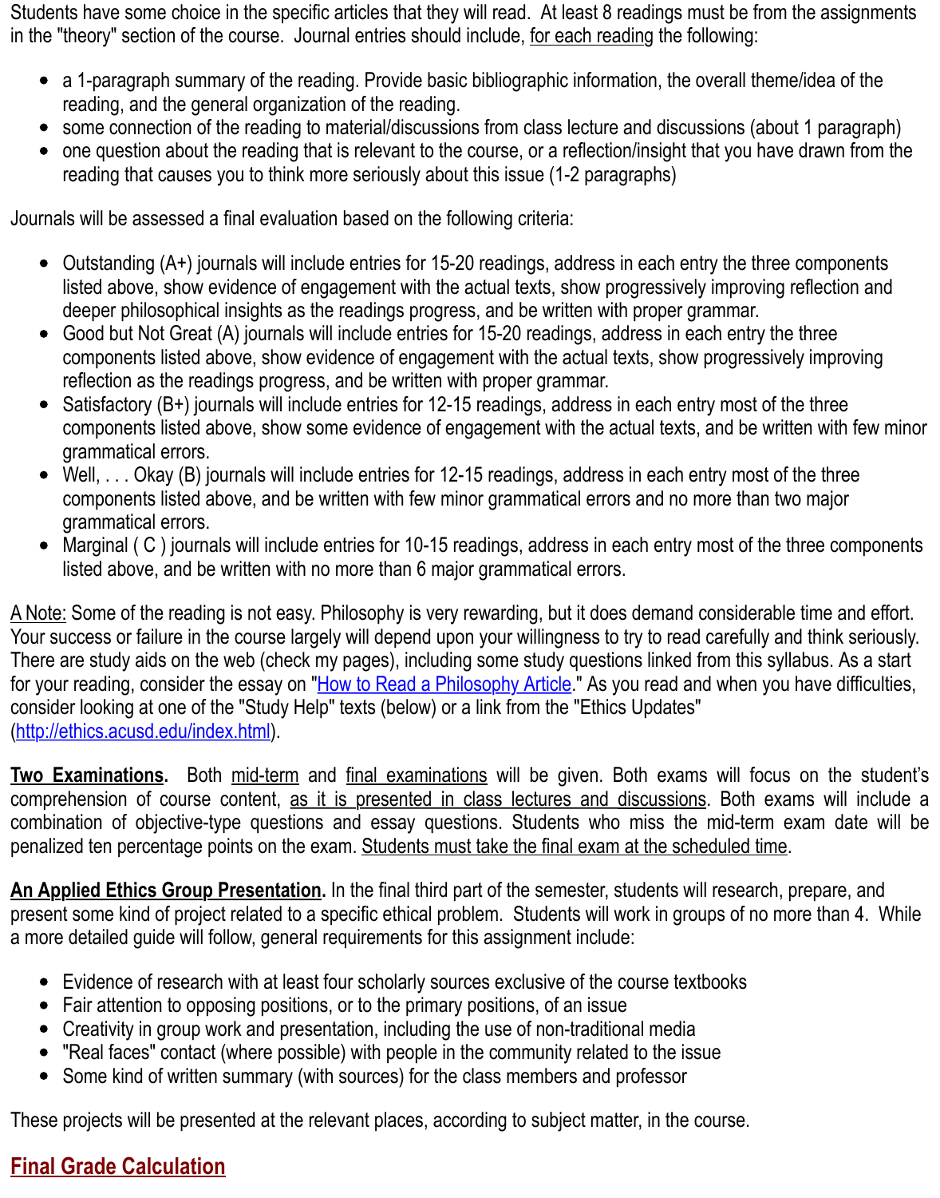Students have some choice in the specific articles that they will read. At least 8 readings must be from the assignments in the "theory" section of the course. Journal entries should include, <u>for each reading</u> the following:

- a 1-paragraph summary of the reading. Provide basic bibliographic information, the overall theme/idea of the reading, and the general organization of the reading.
- some connection of the reading to material/discussions from class lecture and discussions (about 1 paragraph)
- one question about the reading that is relevant to the course, or a reflection/insight that you have drawn from the reading that causes you to think more seriously about this issue (1-2 paragraphs)

Journals will be assessed a final evaluation based on the following criteria:

- Outstanding (A+) journals will include entries for 15-20 readings, address in each entry the three components listed above, show evidence of engagement with the actual texts, show progressively improving reflection and deeper philosophical insights as the readings progress, and be written with proper grammar.
- Good but Not Great (A) journals will include entries for 15-20 readings, address in each entry the three components listed above, show evidence of engagement with the actual texts, show progressively improving reflection as the readings progress, and be written with proper grammar.
- Satisfactory (B+) journals will include entries for 12-15 readings, address in each entry most of the three components listed above, show some evidence of engagement with the actual texts, and be written with few minor grammatical errors.
- Well, . . . Okay (B) journals will include entries for 12-15 readings, address in each entry most of the three components listed above, and be written with few minor grammatical errors and no more than two major grammatical errors.
- Marginal ( C ) journals will include entries for 10-15 readings, address in each entry most of the three components listed above, and be written with no more than 6 major grammatical errors.

<u>A Note:</u> Some of the reading is not easy. Philosophy is very rewarding, but it does demand considerable time and effort. Your success or failure in the course largely will depend upon your willingness to try to read carefully and think seriously. There are study aids on the web (check my pages), including some study questions linked from this syllabus. As a start for your reading, consider the essay on "[How to Read a Philosophy Article](#)." As you read and when you have difficulties, consider looking at one of the "Study Help" texts (below) or a link from the "Ethics Updates" ([http://ethics.acusd.edu/index.html](http://ethics.acusd.edu/index.html)).

**<u>Two Examinations</u>.** Both <u>mid-term</u> and <u>final examinations</u> will be given. Both exams will focus on the student's comprehension of course content, <u>as it is presented in class lectures and discussions</u>. Both exams will include a combination of objective-type questions and essay questions. Students who miss the mid-term exam date will be penalized ten percentage points on the exam. <u>Students must take the final exam at the scheduled time</u>.

**<u>An Applied Ethics Group Presentation</u>.** In the final third part of the semester, students will research, prepare, and present some kind of project related to a specific ethical problem. Students will work in groups of no more than 4. While a more detailed guide will follow, general requirements for this assignment include:

- Evidence of research with at least four scholarly sources exclusive of the course textbooks
- Fair attention to opposing positions, or to the primary positions, of an issue
- Creativity in group work and presentation, including the use of non-traditional media
- "Real faces" contact (where possible) with people in the community related to the issue
- Some kind of written summary (with sources) for the class members and professor

These projects will be presented at the relevant places, according to subject matter, in the course.

## <u>Final Grade Calculation</u>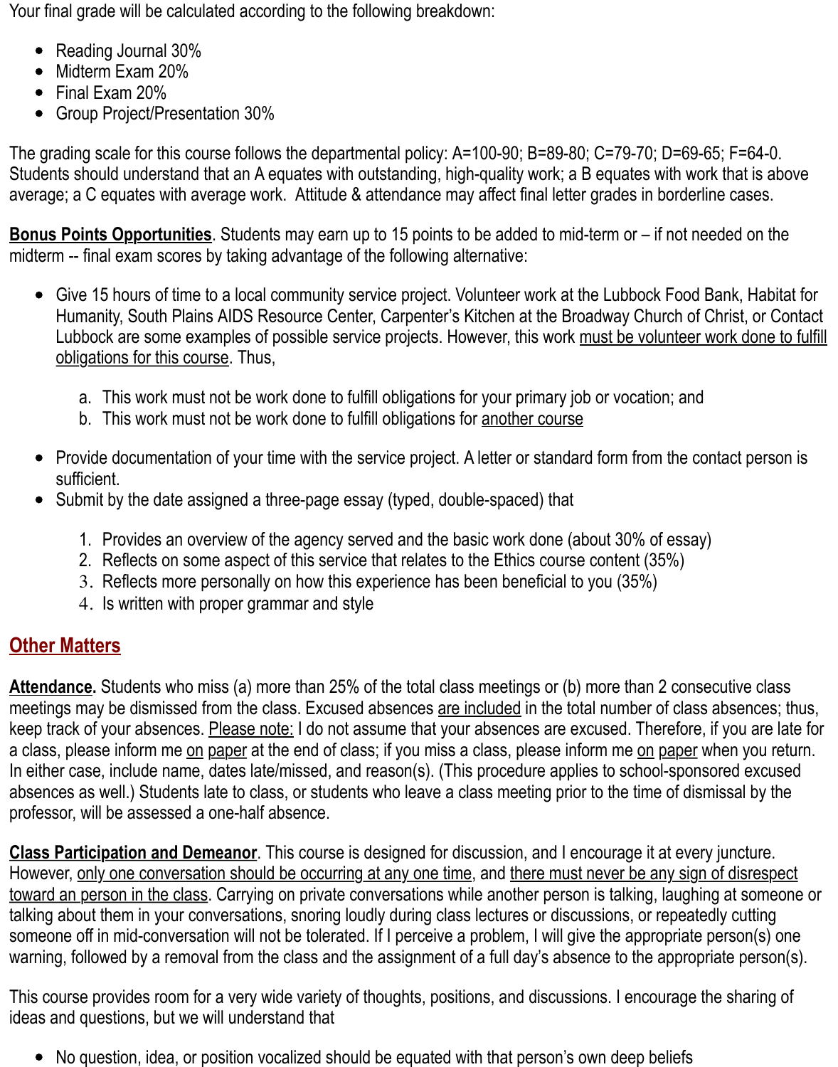Your final grade will be calculated according to the following breakdown:

- Reading Journal 30%
- Midterm Exam 20%
- Final Exam 20%
- Group Project/Presentation 30%

The grading scale for this course follows the departmental policy: A=100-90; B=89-80; C=79-70; D=69-65; F=64-0. Students should understand that an A equates with outstanding, high-quality work; a B equates with work that is above average; a C equates with average work. Attitude & attendance may affect final letter grades in borderline cases.

**Bonus Points Opportunities**. Students may earn up to 15 points to be added to mid-term or – if not needed on the midterm -- final exam scores by taking advantage of the following alternative:

- Give 15 hours of time to a local community service project. Volunteer work at the Lubbock Food Bank, Habitat for Humanity, South Plains AIDS Resource Center, Carpenter's Kitchen at the Broadway Church of Christ, or Contact Lubbock are some examples of possible service projects. However, this work must be volunteer work done to fulfill obligations for this course. Thus,

  a. This work must not be work done to fulfill obligations for your primary job or vocation; and
  b. This work must not be work done to fulfill obligations for another course

- Provide documentation of your time with the service project. A letter or standard form from the contact person is sufficient.
- Submit by the date assigned a three-page essay (typed, double-spaced) that

  1. Provides an overview of the agency served and the basic work done (about 30% of essay)
  2. Reflects on some aspect of this service that relates to the Ethics course content (35%)
  3. Reflects more personally on how this experience has been beneficial to you (35%)
  4. Is written with proper grammar and style

## Other Matters

**Attendance.** Students who miss (a) more than 25% of the total class meetings or (b) more than 2 consecutive class meetings may be dismissed from the class. Excused absences are included in the total number of class absences; thus, keep track of your absences. Please note: I do not assume that your absences are excused. Therefore, if you are late for a class, please inform me on paper at the end of class; if you miss a class, please inform me on paper when you return. In either case, include name, dates late/missed, and reason(s). (This procedure applies to school-sponsored excused absences as well.) Students late to class, or students who leave a class meeting prior to the time of dismissal by the professor, will be assessed a one-half absence.

**Class Participation and Demeanor**. This course is designed for discussion, and I encourage it at every juncture. However, only one conversation should be occurring at any one time, and there must never be any sign of disrespect toward an person in the class. Carrying on private conversations while another person is talking, laughing at someone or talking about them in your conversations, snoring loudly during class lectures or discussions, or repeatedly cutting someone off in mid-conversation will not be tolerated. If I perceive a problem, I will give the appropriate person(s) one warning, followed by a removal from the class and the assignment of a full day's absence to the appropriate person(s).

This course provides room for a very wide variety of thoughts, positions, and discussions. I encourage the sharing of ideas and questions, but we will understand that

- No question, idea, or position vocalized should be equated with that person's own deep beliefs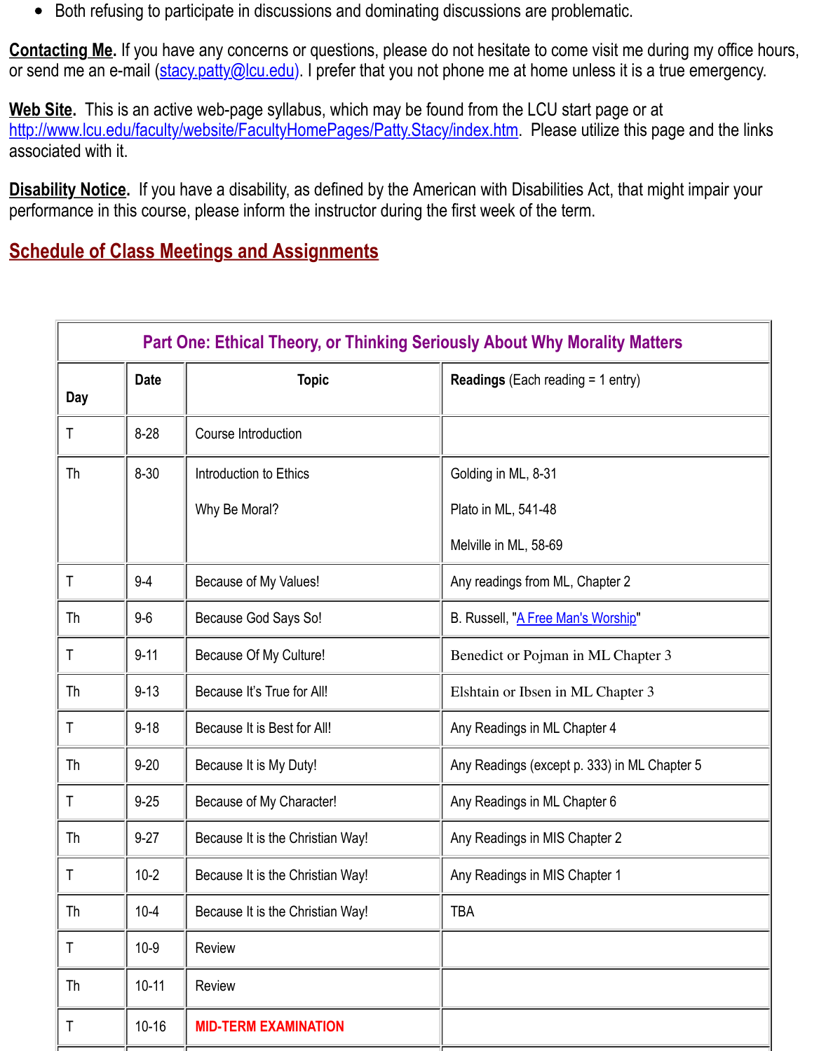- Both refusing to participate in discussions and dominating discussions are problematic.

**Contacting Me.** If you have any concerns or questions, please do not hesitate to come visit me during my office hours, or send me an e-mail (stacy.patty@lcu.edu). I prefer that you not phone me at home unless it is a true emergency.

**Web Site.** This is an active web-page syllabus, which may be found from the LCU start page or at http://www.lcu.edu/faculty/website/FacultyHomePages/Patty.Stacy/index.htm. Please utilize this page and the links associated with it.

**Disability Notice.** If you have a disability, as defined by the American with Disabilities Act, that might impair your performance in this course, please inform the instructor during the first week of the term.

## Schedule of Class Meetings and Assignments

| Part One: Ethical Theory, or Thinking Seriously About Why Morality Matters | | | |
|---|---|---|---|
| **Day** | **Date** | **Topic** | **Readings** (Each reading = 1 entry) |
| T | 8-28 | Course Introduction | |
| Th | 8-30 | Introduction to Ethics<br><br>Why Be Moral? | Golding in ML, 8-31<br><br>Plato in ML, 541-48<br><br>Melville in ML, 58-69 |
| T | 9-4 | Because of My Values! | Any readings from ML, Chapter 2 |
| Th | 9-6 | Because God Says So! | B. Russell, "A Free Man's Worship" |
| T | 9-11 | Because Of My Culture! | Benedict or Pojman in ML Chapter 3 |
| Th | 9-13 | Because It's True for All! | Elshtain or Ibsen in ML Chapter 3 |
| T | 9-18 | Because It is Best for All! | Any Readings in ML Chapter 4 |
| Th | 9-20 | Because It is My Duty! | Any Readings (except p. 333) in ML Chapter 5 |
| T | 9-25 | Because of My Character! | Any Readings in ML Chapter 6 |
| Th | 9-27 | Because It is the Christian Way! | Any Readings in MIS Chapter 2 |
| T | 10-2 | Because It is the Christian Way! | Any Readings in MIS Chapter 1 |
| Th | 10-4 | Because It is the Christian Way! | TBA |
| T | 10-9 | Review | |
| Th | 10-11 | Review | |
| T | 10-16 | MID-TERM EXAMINATION | |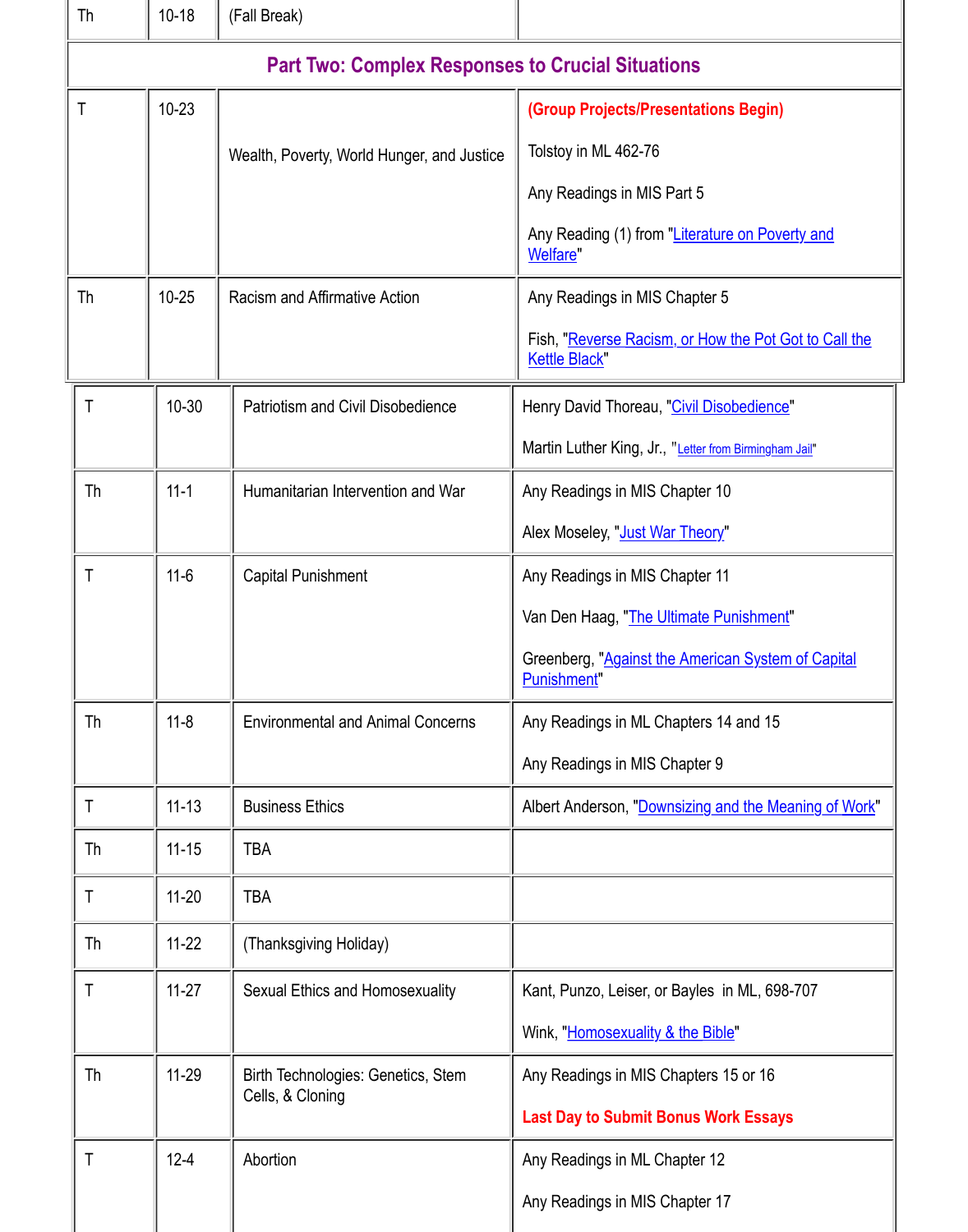| | | | |
|---|---|---|---|
| Th | 10-18 | (Fall Break) | |

## Part Two: Complex Responses to Crucial Situations

| | | | |
|---|---|---|---|
| T | 10-23 | Wealth, Poverty, World Hunger, and Justice | **(Group Projects/Presentations Begin)**<br><br>Tolstoy in ML 462-76<br><br>Any Readings in MIS Part 5<br><br>Any Reading (1) from "Literature on Poverty and Welfare" |
| Th | 10-25 | Racism and Affirmative Action | Any Readings in MIS Chapter 5<br><br>Fish, "Reverse Racism, or How the Pot Got to Call the Kettle Black" |
| T | 10-30 | Patriotism and Civil Disobedience | Henry David Thoreau, "Civil Disobedience"<br><br>Martin Luther King, Jr., "Letter from Birmingham Jail" |
| Th | 11-1 | Humanitarian Intervention and War | Any Readings in MIS Chapter 10<br><br>Alex Moseley, "Just War Theory" |
| T | 11-6 | Capital Punishment | Any Readings in MIS Chapter 11<br><br>Van Den Haag, "The Ultimate Punishment"<br><br>Greenberg, "Against the American System of Capital Punishment" |
| Th | 11-8 | Environmental and Animal Concerns | Any Readings in ML Chapters 14 and 15<br><br>Any Readings in MIS Chapter 9 |
| T | 11-13 | Business Ethics | Albert Anderson, "Downsizing and the Meaning of Work" |
| Th | 11-15 | TBA | |
| T | 11-20 | TBA | |
| Th | 11-22 | (Thanksgiving Holiday) | |
| T | 11-27 | Sexual Ethics and Homosexuality | Kant, Punzo, Leiser, or Bayles in ML, 698-707<br><br>Wink, "Homosexuality & the Bible" |
| Th | 11-29 | Birth Technologies: Genetics, Stem Cells, & Cloning | Any Readings in MIS Chapters 15 or 16<br><br>**Last Day to Submit Bonus Work Essays** |
| T | 12-4 | Abortion | Any Readings in ML Chapter 12<br><br>Any Readings in MIS Chapter 17 |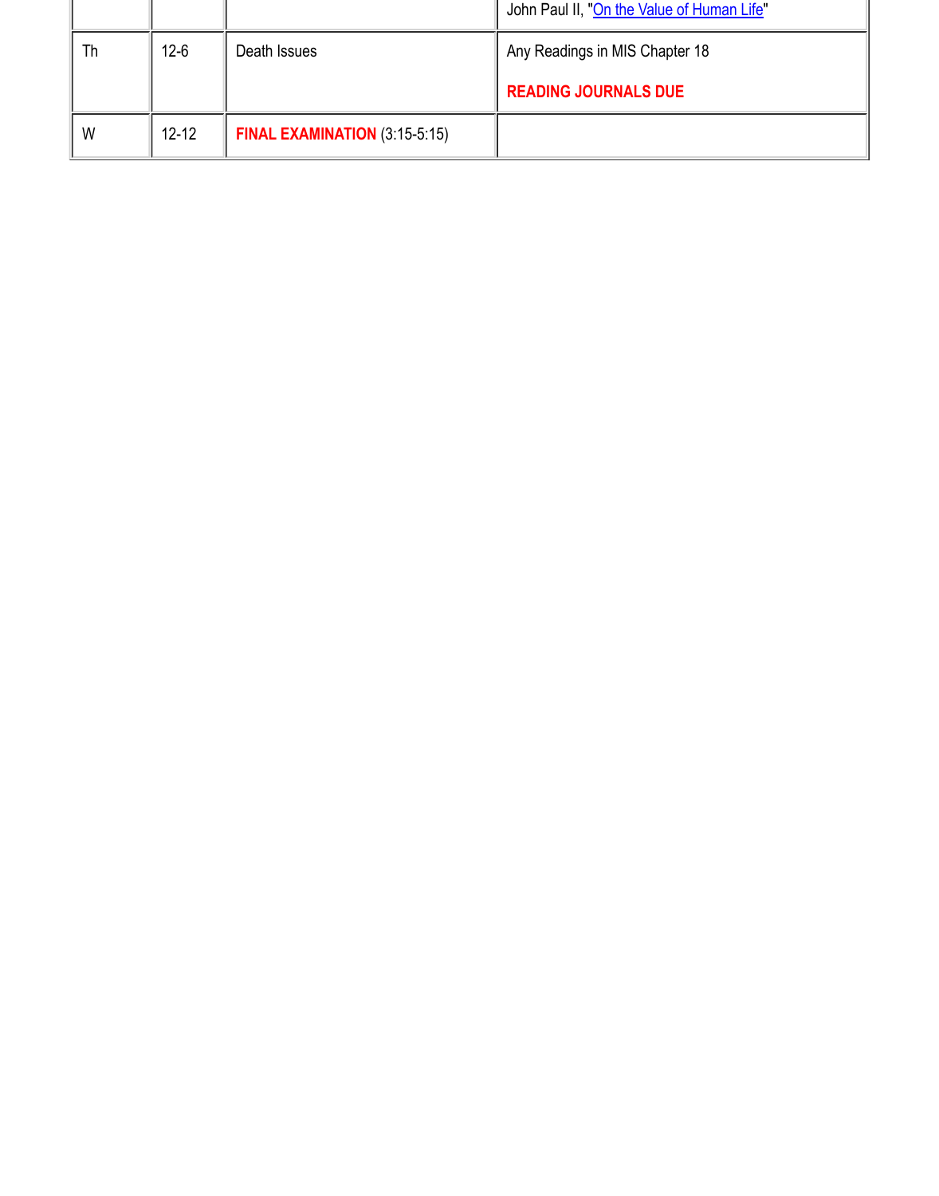| | | | |
|---|---|---|---|
| | | | John Paul II, "On the Value of Human Life" |
| Th | 12-6 | Death Issues | Any Readings in MIS Chapter 18<br><br>**READING JOURNALS DUE** |
| W | 12-12 | **FINAL EXAMINATION** (3:15-5:15) | |